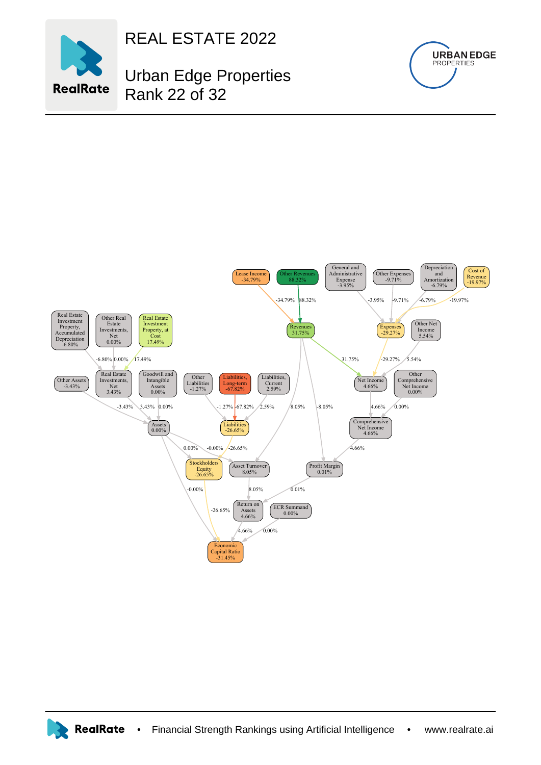# REAL ESTATE 2022

## Urban Edge Properties
## Rank 22 of 32

URBAN EDGE PROPERTIES

Lease Income -34.79%

Other Revenues 88.32%

General and Administrative Expense -3.95%

Other Expenses -9.71%

Depreciation and Amortization -6.79%

Cost of Revenue -19.97%

Revenues 31.75%

Expenses -29.27%

Other Net Income 5.54%

Real Estate Investment Property, Accumulated Depreciation -6.80%

Other Real Estate Investments, Net 0.00%

Real Estate Investment Property, at Cost 17.49%

Other Assets -3.43%

Real Estate Investments, Net 3.43%

Goodwill and Intangible Assets 0.00%

Other Liabilities -1.27%

Liabilities, Long-term -67.82%

Liabilities, Current 2.59%

Net Income 4.66%

Other Comprehensive Net Income 0.00%

Assets 0.00%

Liabilities -26.65%

Comprehensive Net Income 4.66%

Stockholders Equity -26.65%

Asset Turnover 8.05%

Profit Margin 0.01%

Return on Assets 4.66%

ECR Summand 0.00%

Economic Capital Ratio -31.45%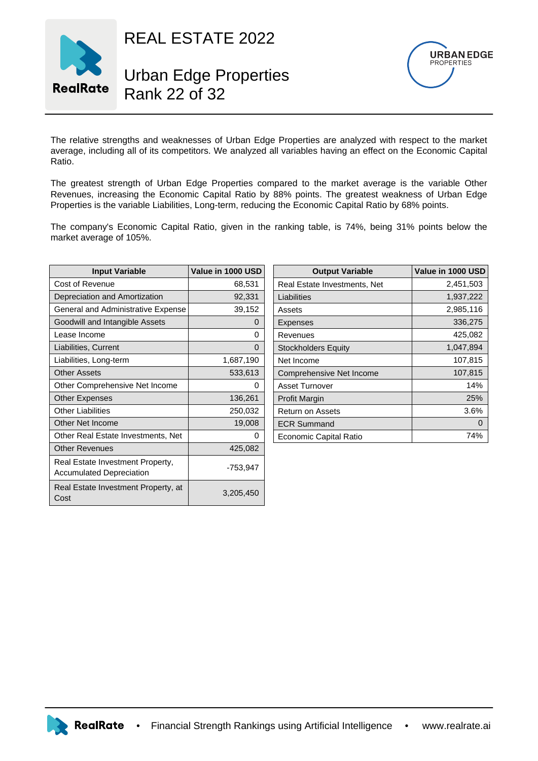# REAL ESTATE 2022

## Urban Edge Properties
## Rank 22 of 32

The relative strengths and weaknesses of Urban Edge Properties are analyzed with respect to the market average, including all of its competitors. We analyzed all variables having an effect on the Economic Capital Ratio.

The greatest strength of Urban Edge Properties compared to the market average is the variable Other Revenues, increasing the Economic Capital Ratio by 88% points. The greatest weakness of Urban Edge Properties is the variable Liabilities, Long-term, reducing the Economic Capital Ratio by 68% points.

The company's Economic Capital Ratio, given in the ranking table, is 74%, being 31% points below the market average of 105%.

| Input Variable | Value in 1000 USD |
|---|---|
| Cost of Revenue | 68,531 |
| Depreciation and Amortization | 92,331 |
| General and Administrative Expense | 39,152 |
| Goodwill and Intangible Assets | 0 |
| Lease Income | 0 |
| Liabilities, Current | 0 |
| Liabilities, Long-term | 1,687,190 |
| Other Assets | 533,613 |
| Other Comprehensive Net Income | 0 |
| Other Expenses | 136,261 |
| Other Liabilities | 250,032 |
| Other Net Income | 19,008 |
| Other Real Estate Investments, Net | 0 |
| Other Revenues | 425,082 |
| Real Estate Investment Property, Accumulated Depreciation | -753,947 |
| Real Estate Investment Property, at Cost | 3,205,450 |

| Output Variable | Value in 1000 USD |
|---|---|
| Real Estate Investments, Net | 2,451,503 |
| Liabilities | 1,937,222 |
| Assets | 2,985,116 |
| Expenses | 336,275 |
| Revenues | 425,082 |
| Stockholders Equity | 1,047,894 |
| Net Income | 107,815 |
| Comprehensive Net Income | 107,815 |
| Asset Turnover | 14% |
| Profit Margin | 25% |
| Return on Assets | 3.6% |
| ECR Summand | 0 |
| Economic Capital Ratio | 74% |